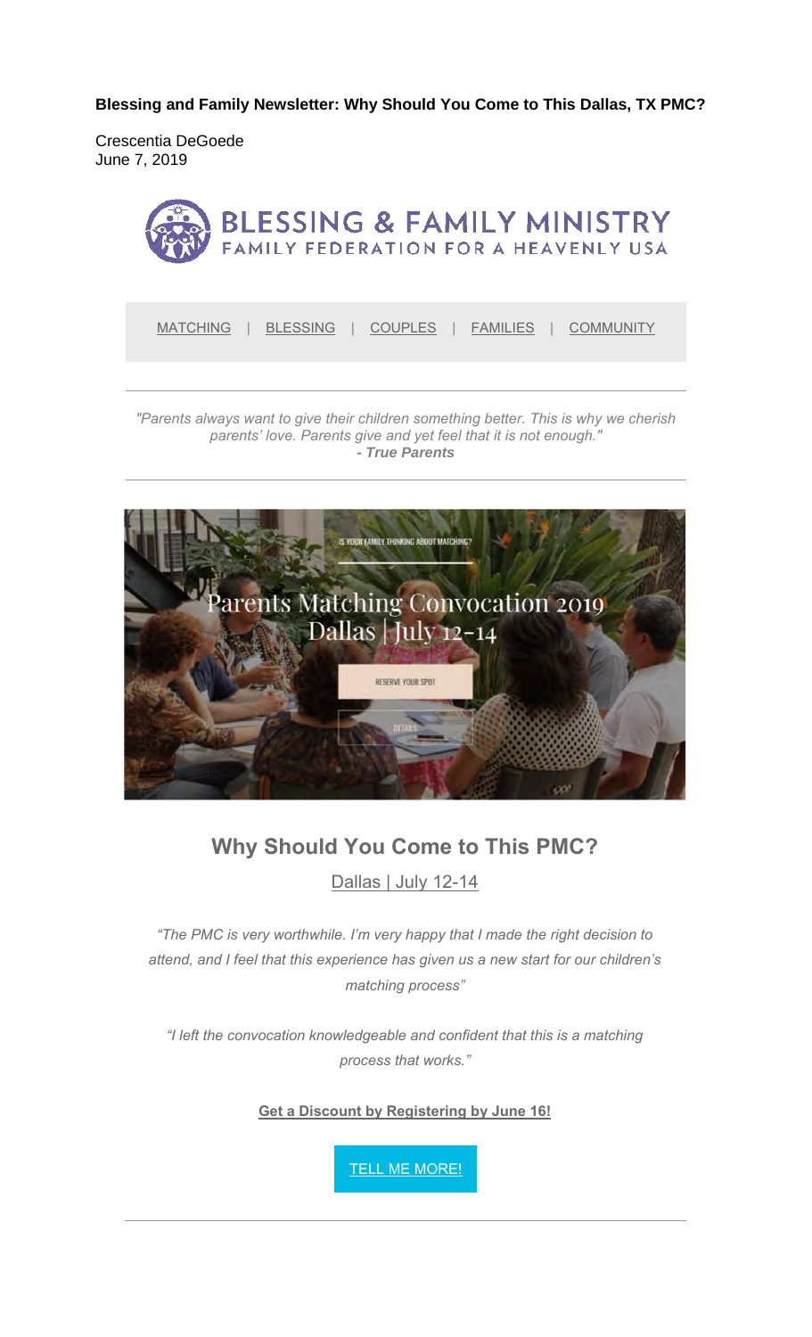**Blessing and Family Newsletter: Why Should You Come to This Dallas, TX PMC?**

Crescentia DeGoede
June 7, 2019

BLESSING & FAMILY MINISTRY
FAMILY FEDERATION FOR A HEAVENLY USA

MATCHING | BLESSING | COUPLES | FAMILIES | COMMUNITY

---

*"Parents always want to give their children something better. This is why we cherish parents' love. Parents give and yet feel that it is not enough."*
***- True Parents***

---

IS YOUR FAMILY THINKING ABOUT MATCHING?

Parents Matching Convocation 2019
Dallas | July 12–14

RESERVE YOUR SPOT

DETAILS

## Why Should You Come to This PMC?

Dallas | July 12-14

*"The PMC is very worthwhile. I'm very happy that I made the right decision to attend, and I feel that this experience has given us a new start for our children's matching process"*

*"I left the convocation knowledgeable and confident that this is a matching process that works."*

**Get a Discount by Registering by June 16!**

TELL ME MORE!

---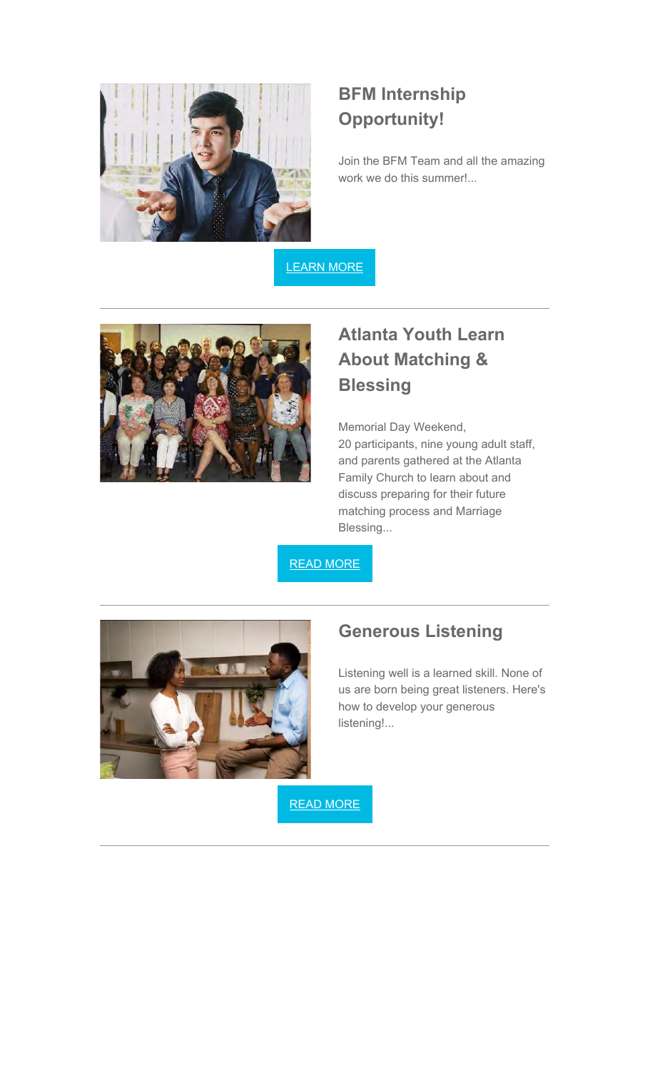## BFM Internship Opportunity!

Join the BFM Team and all the amazing work we do this summer!...

LEARN MORE

---

## Atlanta Youth Learn About Matching & Blessing

Memorial Day Weekend, 20 participants, nine young adult staff, and parents gathered at the Atlanta Family Church to learn about and discuss preparing for their future matching process and Marriage Blessing...

READ MORE

---

## Generous Listening

Listening well is a learned skill. None of us are born being great listeners. Here's how to develop your generous listening!...

READ MORE

---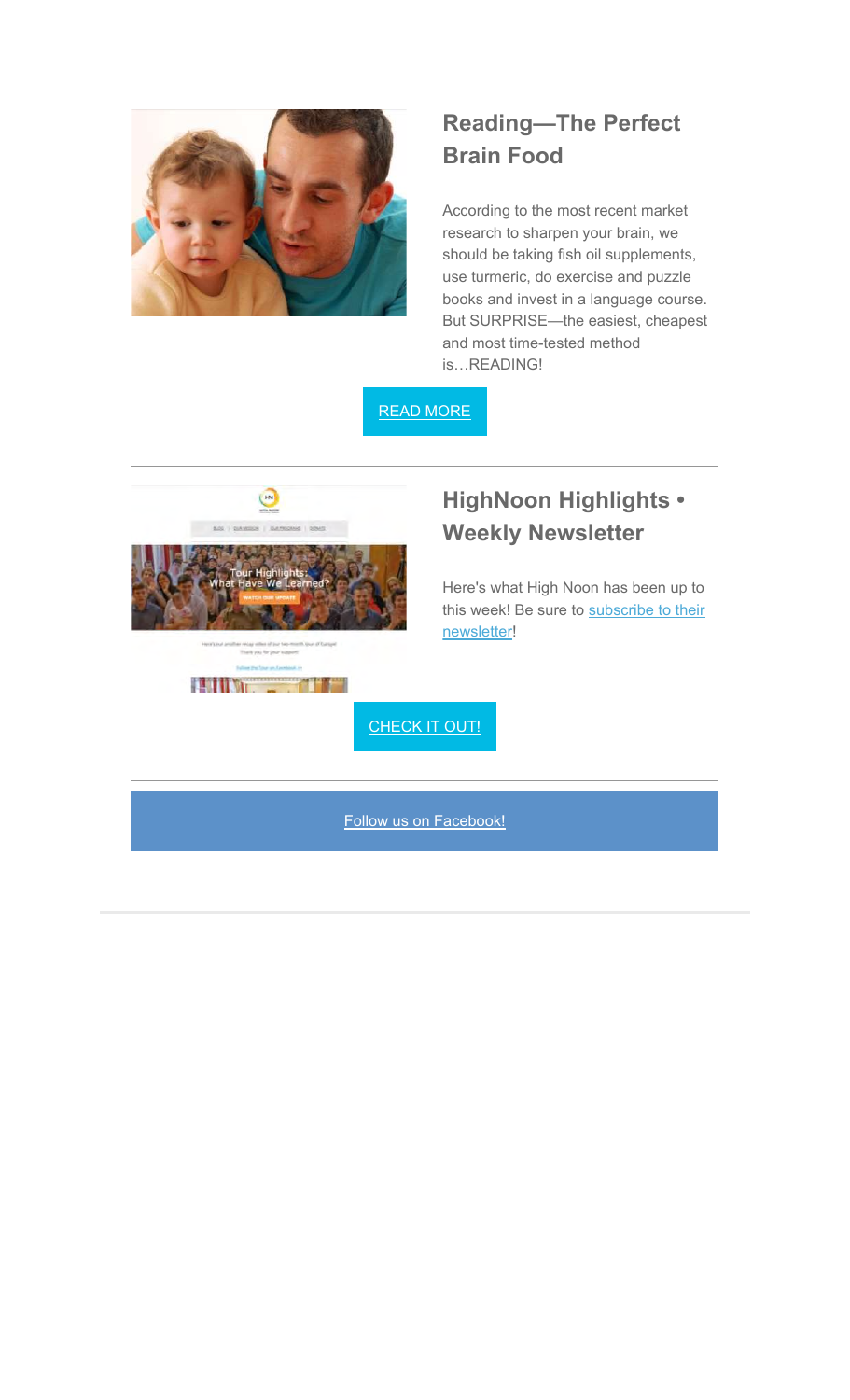## Reading—The Perfect Brain Food

According to the most recent market research to sharpen your brain, we should be taking fish oil supplements, use turmeric, do exercise and puzzle books and invest in a language course. But SURPRISE—the easiest, cheapest and most time-tested method is…READING!

READ MORE

---

## HighNoon Highlights • Weekly Newsletter

Here's what High Noon has been up to this week! Be sure to subscribe to their newsletter!

CHECK IT OUT!

---

Follow us on Facebook!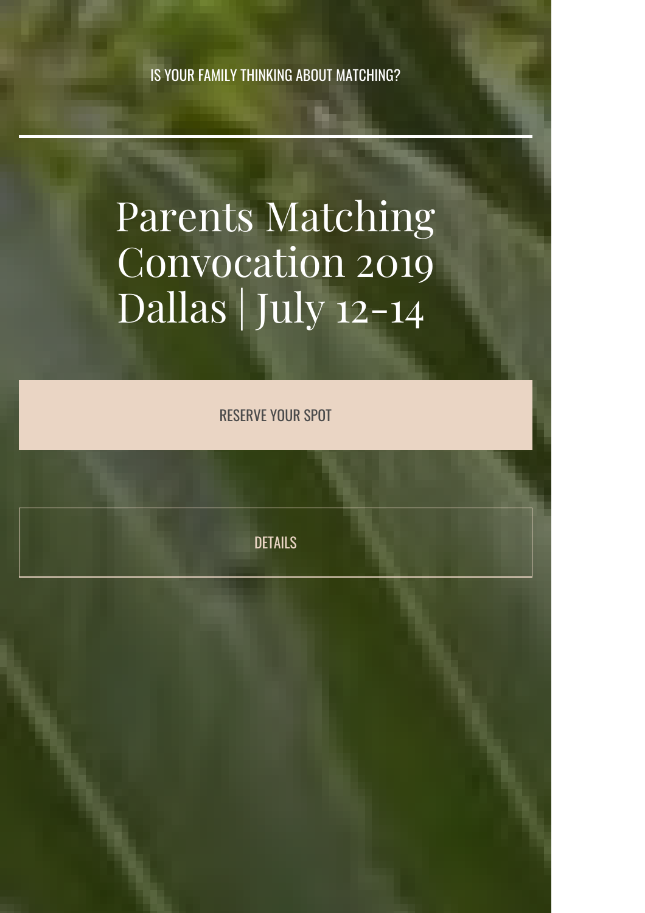IS YOUR FAMILY THINKING ABOUT MATCHING?

# Parents Matching Convocation 2019 Dallas | July 12-14

RESERVE YOUR SPOT

DETAILS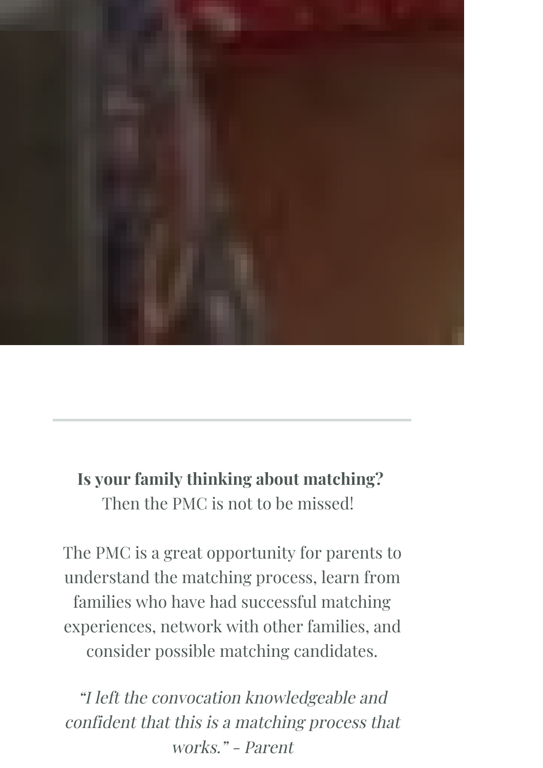**Is your family thinking about matching?**
Then the PMC is not to be missed!

The PMC is a great opportunity for parents to understand the matching process, learn from families who have had successful matching experiences, network with other families, and consider possible matching candidates.

*"I left the convocation knowledgeable and confident that this is a matching process that works." - Parent*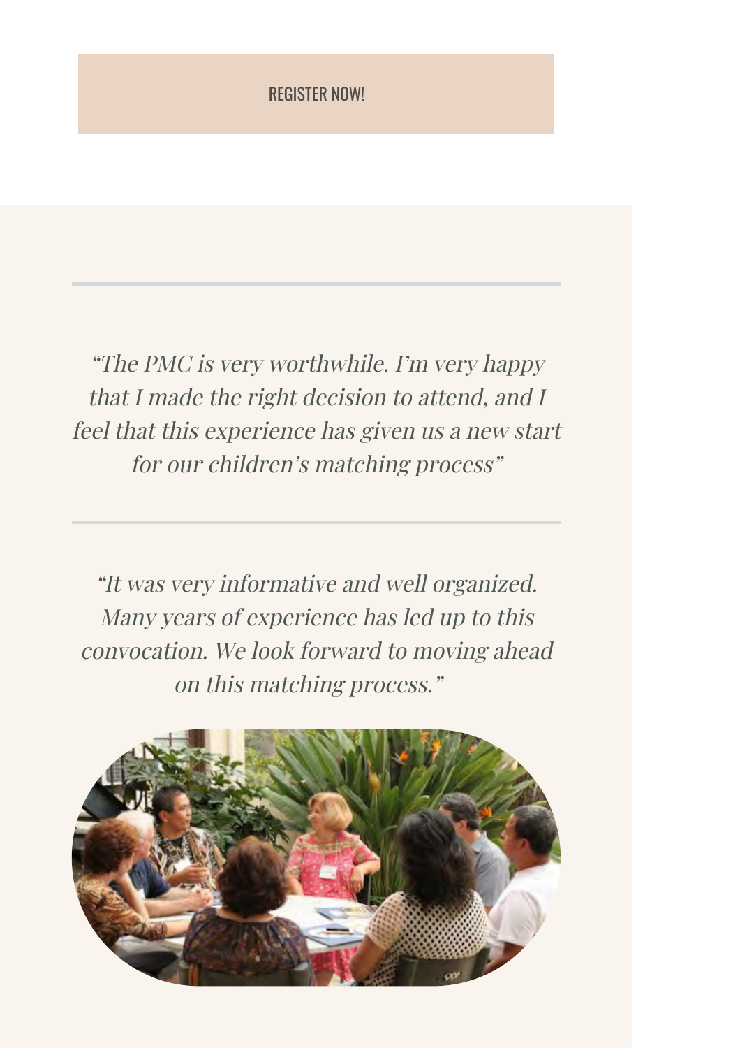REGISTER NOW!

---

*"The PMC is very worthwhile. I'm very happy that I made the right decision to attend, and I feel that this experience has given us a new start for our children's matching process"*

---

*"It was very informative and well organized. Many years of experience has led up to this convocation. We look forward to moving ahead on this matching process."*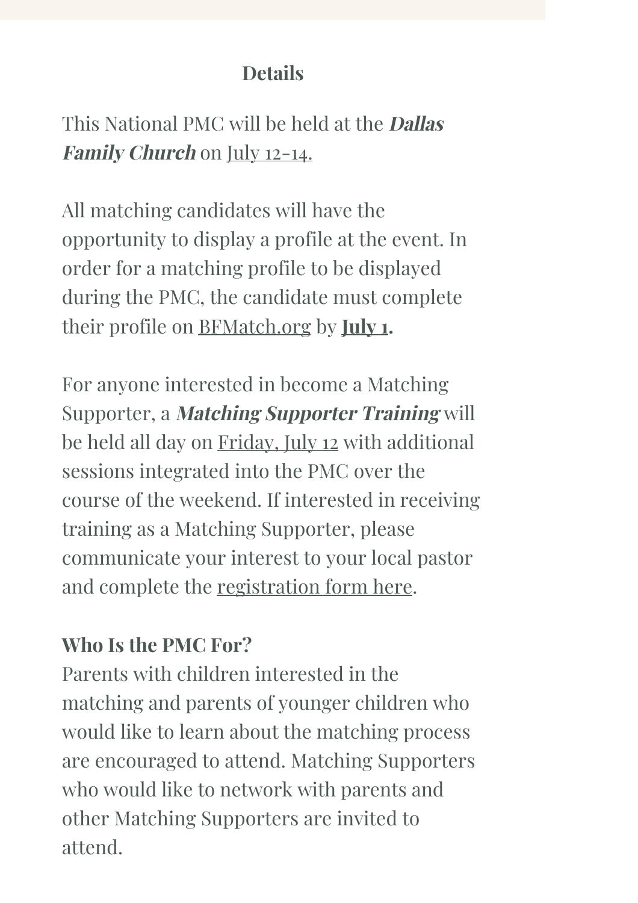## Details

This National PMC will be held at the ***Dallas Family Church*** on July 12-14.

All matching candidates will have the opportunity to display a profile at the event. In order for a matching profile to be displayed during the PMC, the candidate must complete their profile on BFMatch.org by **July 1.**

For anyone interested in become a Matching Supporter, a ***Matching Supporter Training*** will be held all day on Friday, July 12 with additional sessions integrated into the PMC over the course of the weekend. If interested in receiving training as a Matching Supporter, please communicate your interest to your local pastor and complete the registration form here.

**Who Is the PMC For?**

Parents with children interested in the matching and parents of younger children who would like to learn about the matching process are encouraged to attend. Matching Supporters who would like to network with parents and other Matching Supporters are invited to attend.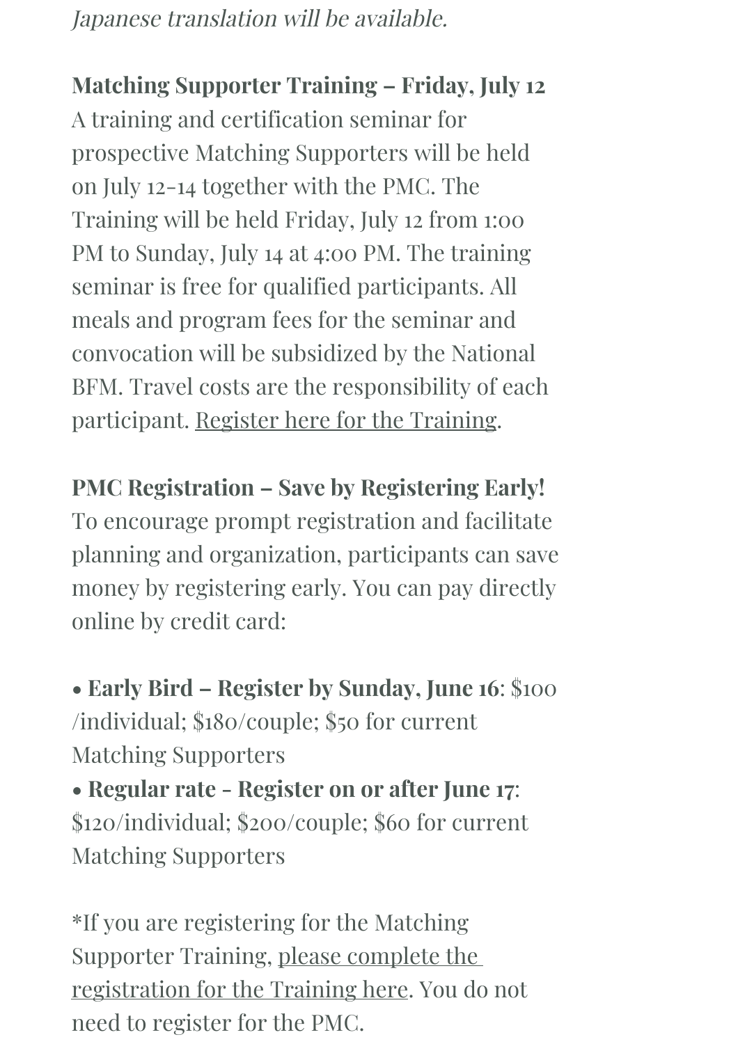*Japanese translation will be available.*

**Matching Supporter Training – Friday, July 12**
A training and certification seminar for prospective Matching Supporters will be held on July 12-14 together with the PMC. The Training will be held Friday, July 12 from 1:00 PM to Sunday, July 14 at 4:00 PM. The training seminar is free for qualified participants. All meals and program fees for the seminar and convocation will be subsidized by the National BFM. Travel costs are the responsibility of each participant. Register here for the Training.

**PMC Registration – Save by Registering Early!**
To encourage prompt registration and facilitate planning and organization, participants can save money by registering early. You can pay directly online by credit card:

- **Early Bird – Register by Sunday, June 16**: $100 /individual; $180/couple; $50 for current Matching Supporters
- **Regular rate - Register on or after June 17**: $120/individual; $200/couple; $60 for current Matching Supporters

*If you are registering for the Matching Supporter Training, please complete the registration for the Training here. You do not need to register for the PMC.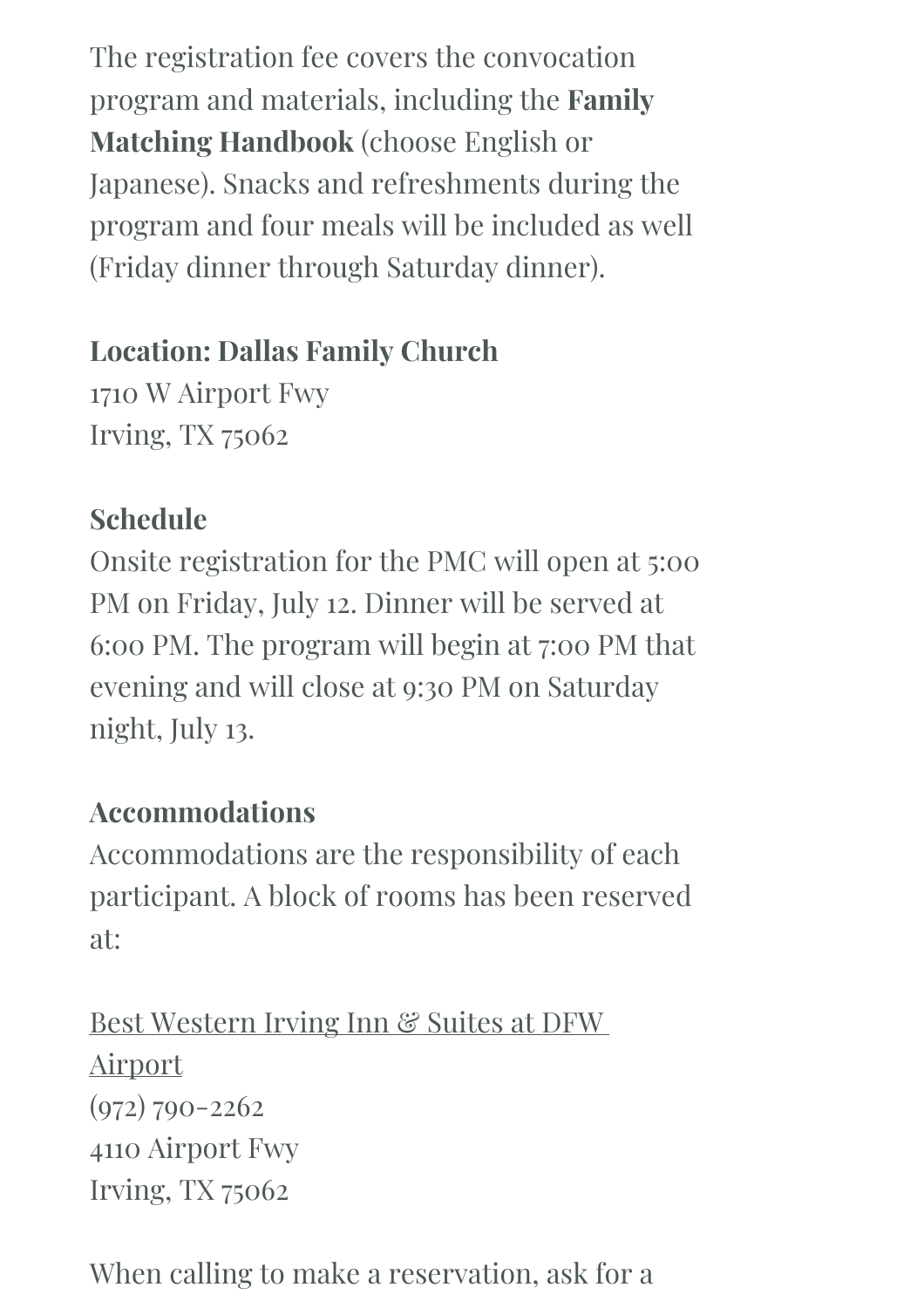The registration fee covers the convocation program and materials, including the **Family Matching Handbook** (choose English or Japanese). Snacks and refreshments during the program and four meals will be included as well (Friday dinner through Saturday dinner).

**Location: Dallas Family Church**
1710 W Airport Fwy
Irving, TX 75062

**Schedule**
Onsite registration for the PMC will open at 5:00 PM on Friday, July 12. Dinner will be served at 6:00 PM. The program will begin at 7:00 PM that evening and will close at 9:30 PM on Saturday night, July 13.

**Accommodations**
Accommodations are the responsibility of each participant. A block of rooms has been reserved at:

Best Western Irving Inn & Suites at DFW Airport
(972) 790-2262
4110 Airport Fwy
Irving, TX 75062

When calling to make a reservation, ask for a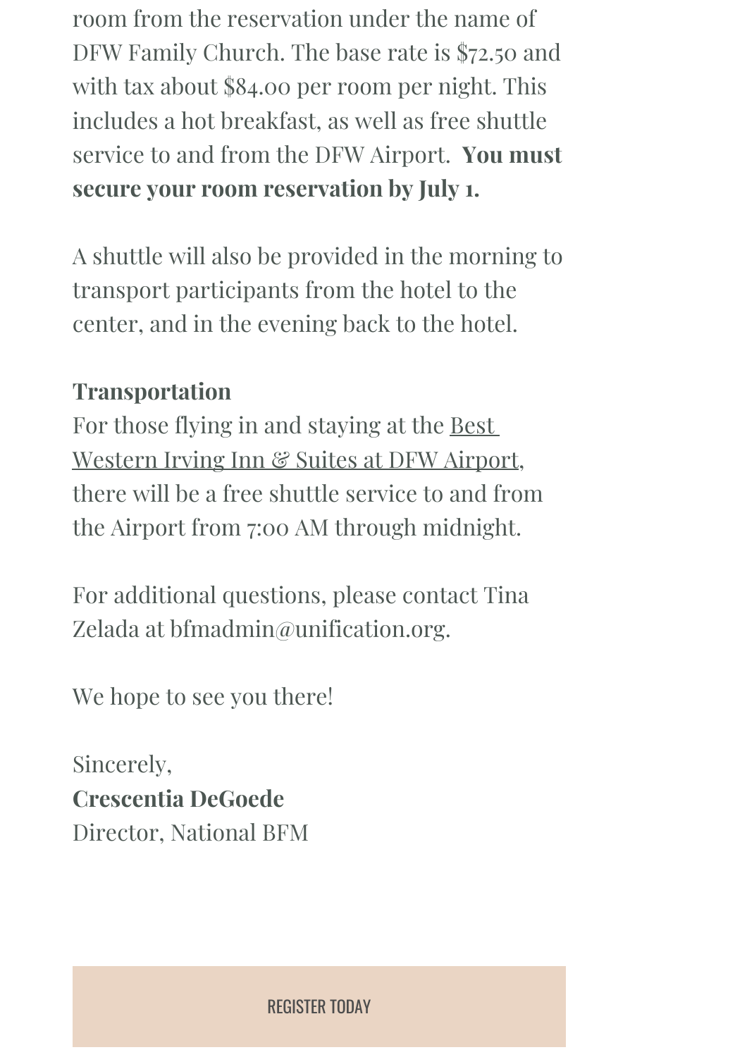room from the reservation under the name of DFW Family Church. The base rate is $72.50 and with tax about $84.00 per room per night. This includes a hot breakfast, as well as free shuttle service to and from the DFW Airport. **You must secure your room reservation by July 1.**

A shuttle will also be provided in the morning to transport participants from the hotel to the center, and in the evening back to the hotel.

**Transportation**
For those flying in and staying at the Best Western Irving Inn & Suites at DFW Airport, there will be a free shuttle service to and from the Airport from 7:00 AM through midnight.

For additional questions, please contact Tina Zelada at bfmadmin@unification.org.

We hope to see you there!

Sincerely,
**Crescentia DeGoede**
Director, National BFM

REGISTER TODAY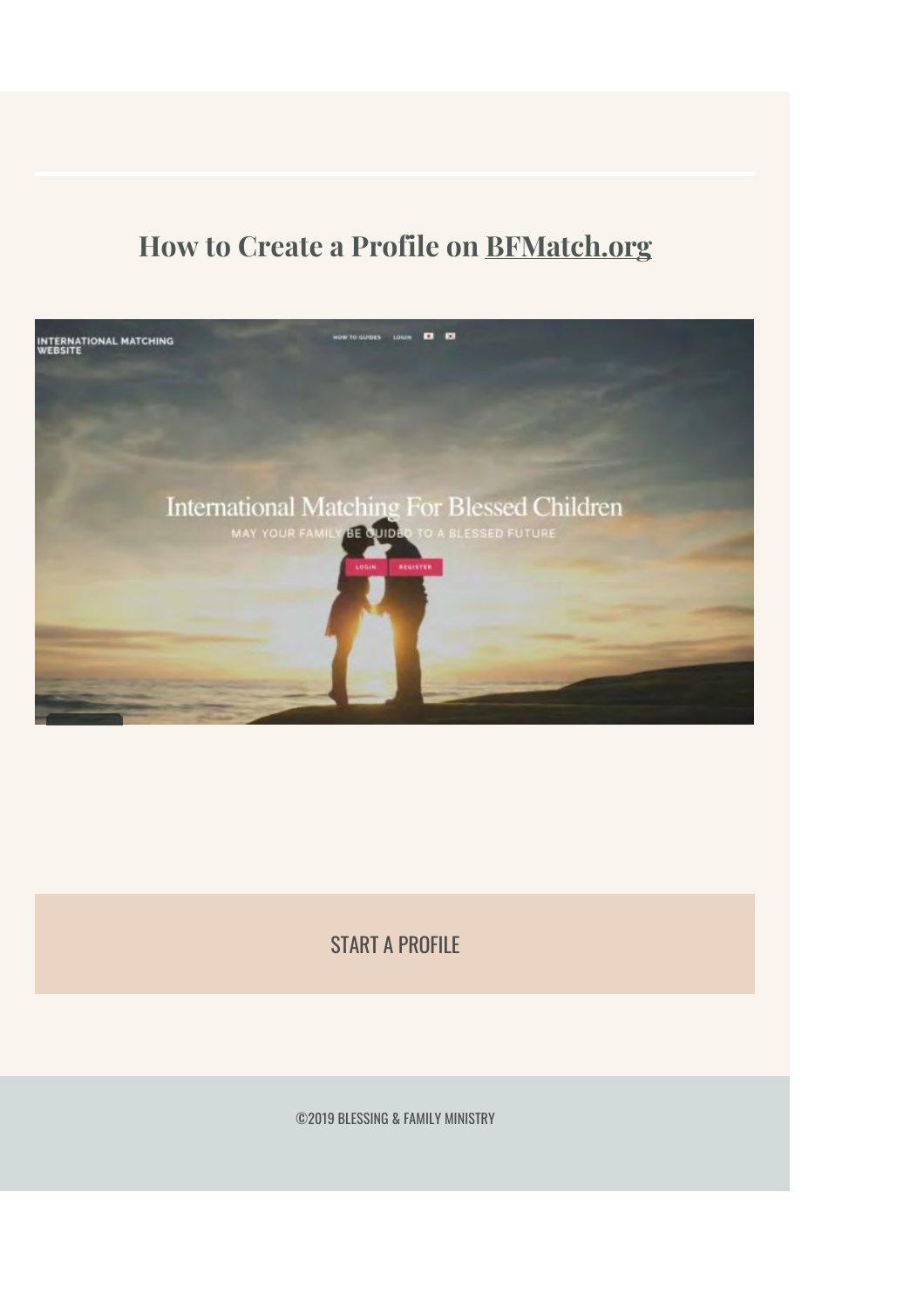## How to Create a Profile on BFMatch.org

START A PROFILE

©2019 BLESSING & FAMILY MINISTRY